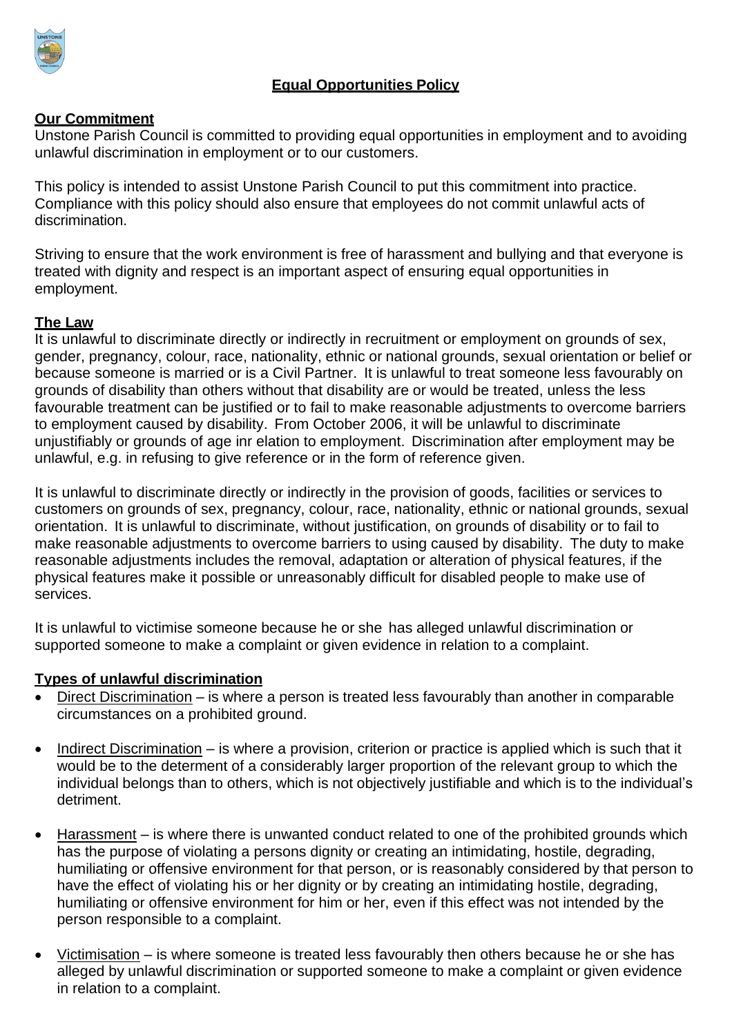# Equal Opportunities Policy

## Our Commitment

Unstone Parish Council is committed to providing equal opportunities in employment and to avoiding unlawful discrimination in employment or to our customers.

This policy is intended to assist Unstone Parish Council to put this commitment into practice. Compliance with this policy should also ensure that employees do not commit unlawful acts of discrimination.

Striving to ensure that the work environment is free of harassment and bullying and that everyone is treated with dignity and respect is an important aspect of ensuring equal opportunities in employment.

## The Law

It is unlawful to discriminate directly or indirectly in recruitment or employment on grounds of sex, gender, pregnancy, colour, race, nationality, ethnic or national grounds, sexual orientation or belief or because someone is married or is a Civil Partner. It is unlawful to treat someone less favourably on grounds of disability than others without that disability are or would be treated, unless the less favourable treatment can be justified or to fail to make reasonable adjustments to overcome barriers to employment caused by disability. From October 2006, it will be unlawful to discriminate unjustifiably or grounds of age inr elation to employment. Discrimination after employment may be unlawful, e.g. in refusing to give reference or in the form of reference given.

It is unlawful to discriminate directly or indirectly in the provision of goods, facilities or services to customers on grounds of sex, pregnancy, colour, race, nationality, ethnic or national grounds, sexual orientation. It is unlawful to discriminate, without justification, on grounds of disability or to fail to make reasonable adjustments to overcome barriers to using caused by disability. The duty to make reasonable adjustments includes the removal, adaptation or alteration of physical features, if the physical features make it possible or unreasonably difficult for disabled people to make use of services.

It is unlawful to victimise someone because he or she has alleged unlawful discrimination or supported someone to make a complaint or given evidence in relation to a complaint.

## Types of unlawful discrimination

- Direct Discrimination – is where a person is treated less favourably than another in comparable circumstances on a prohibited ground.
- Indirect Discrimination – is where a provision, criterion or practice is applied which is such that it would be to the determent of a considerably larger proportion of the relevant group to which the individual belongs than to others, which is not objectively justifiable and which is to the individual's detriment.
- Harassment – is where there is unwanted conduct related to one of the prohibited grounds which has the purpose of violating a persons dignity or creating an intimidating, hostile, degrading, humiliating or offensive environment for that person, or is reasonably considered by that person to have the effect of violating his or her dignity or by creating an intimidating hostile, degrading, humiliating or offensive environment for him or her, even if this effect was not intended by the person responsible to a complaint.
- Victimisation – is where someone is treated less favourably then others because he or she has alleged by unlawful discrimination or supported someone to make a complaint or given evidence in relation to a complaint.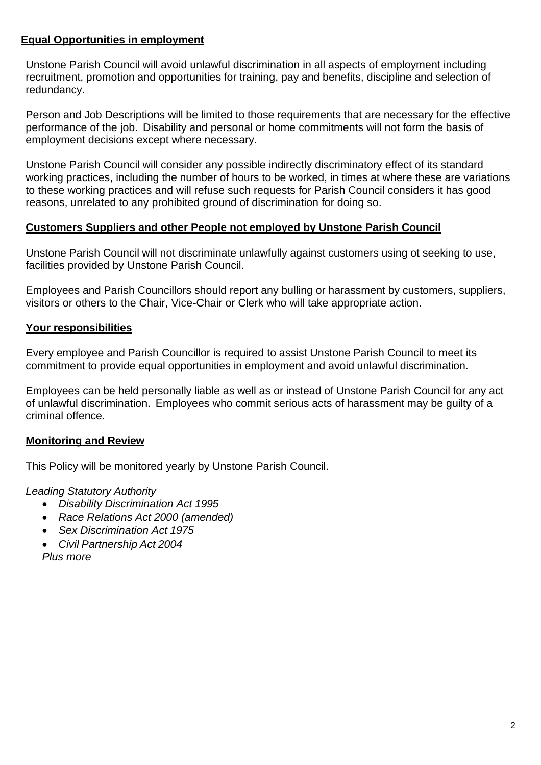**Equal Opportunities in employment**

Unstone Parish Council will avoid unlawful discrimination in all aspects of employment including recruitment, promotion and opportunities for training, pay and benefits, discipline and selection of redundancy.

Person and Job Descriptions will be limited to those requirements that are necessary for the effective performance of the job. Disability and personal or home commitments will not form the basis of employment decisions except where necessary.

Unstone Parish Council will consider any possible indirectly discriminatory effect of its standard working practices, including the number of hours to be worked, in times at where these are variations to these working practices and will refuse such requests for Parish Council considers it has good reasons, unrelated to any prohibited ground of discrimination for doing so.

**Customers Suppliers and other People not employed by Unstone Parish Council**

Unstone Parish Council will not discriminate unlawfully against customers using ot seeking to use, facilities provided by Unstone Parish Council.

Employees and Parish Councillors should report any bulling or harassment by customers, suppliers, visitors or others to the Chair, Vice-Chair or Clerk who will take appropriate action.

**Your responsibilities**

Every employee and Parish Councillor is required to assist Unstone Parish Council to meet its commitment to provide equal opportunities in employment and avoid unlawful discrimination.

Employees can be held personally liable as well as or instead of Unstone Parish Council for any act of unlawful discrimination. Employees who commit serious acts of harassment may be guilty of a criminal offence.

**Monitoring and Review**

This Policy will be monitored yearly by Unstone Parish Council.

*Leading Statutory Authority*

- *Disability Discrimination Act 1995*
- *Race Relations Act 2000 (amended)*
- *Sex Discrimination Act 1975*
- *Civil Partnership Act 2004*

*Plus more*